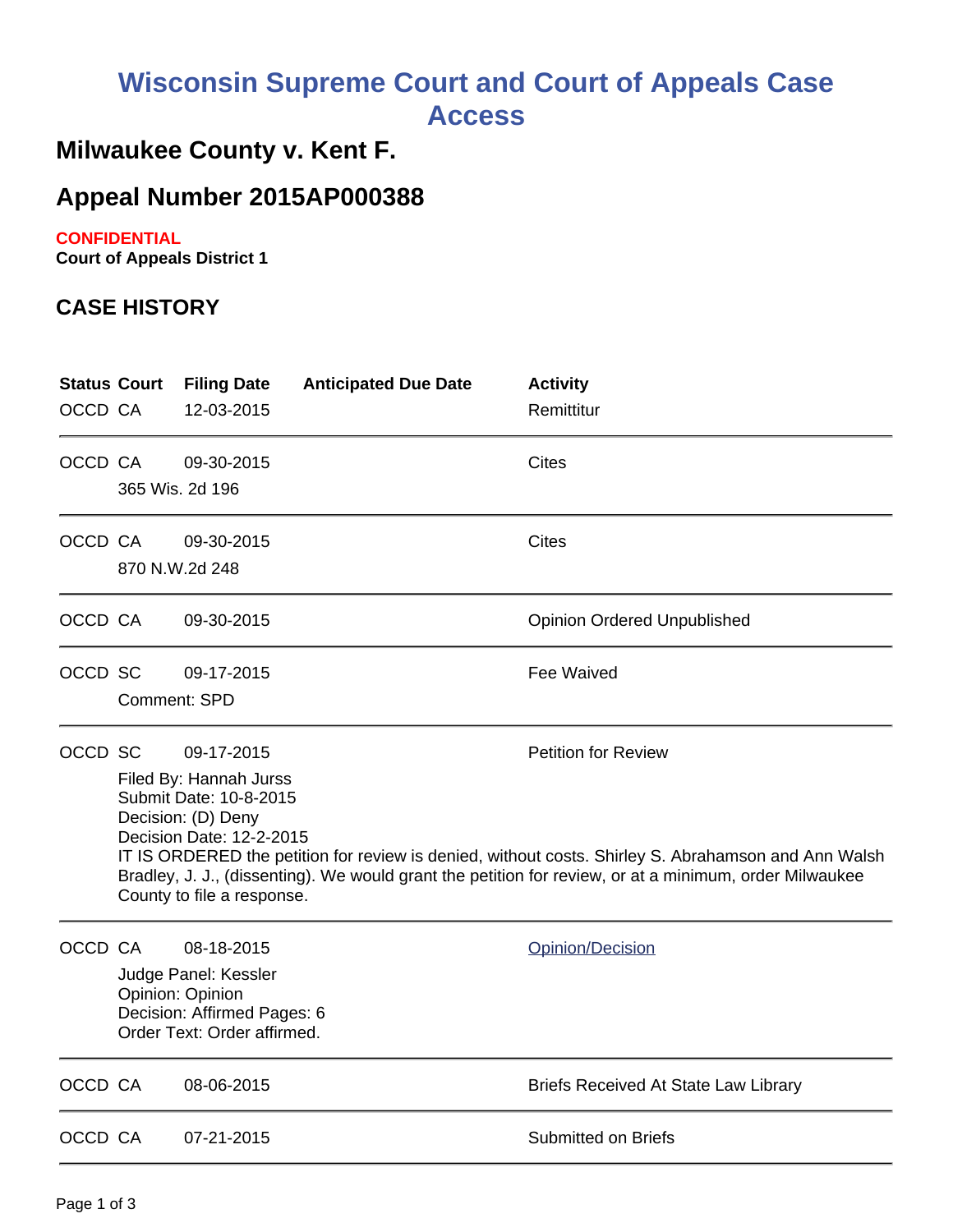# Wisconsin Supreme Court and Court of Appeals Case Access

## Milwaukee County v. Kent F.

## Appeal Number 2015AP000388

**CONFIDENTIAL**

**Court of Appeals District 1**

## CASE HISTORY

| Status | Court | Filing Date | Anticipated Due Date | Activity |
|---|---|---|---|---|
| OCCD | CA | 12-03-2015 | | Remittitur |
| OCCD | CA | 09-30-2015 | | Cites |
| | 365 Wis. 2d 196 | | | |
| OCCD | CA | 09-30-2015 | | Cites |
| | 870 N.W.2d 248 | | | |
| OCCD | CA | 09-30-2015 | | Opinion Ordered Unpublished |
| OCCD | SC | 09-17-2015 | | Fee Waived |
| | Comment: SPD | | | |
| OCCD | SC | 09-17-2015 | | Petition for Review |
| | Filed By: Hannah Jurss<br>Submit Date: 10-8-2015<br>Decision: (D) Deny<br>Decision Date: 12-2-2015<br>IT IS ORDERED the petition for review is denied, without costs. Shirley S. Abrahamson and Ann Walsh Bradley, J. J., (dissenting). We would grant the petition for review, or at a minimum, order Milwaukee County to file a response. | | | |
| OCCD | CA | 08-18-2015 | | Opinion/Decision |
| | Judge Panel: Kessler<br>Opinion: Opinion<br>Decision: Affirmed Pages: 6<br>Order Text: Order affirmed. | | | |
| OCCD | CA | 08-06-2015 | | Briefs Received At State Law Library |
| OCCD | CA | 07-21-2015 | | Submitted on Briefs |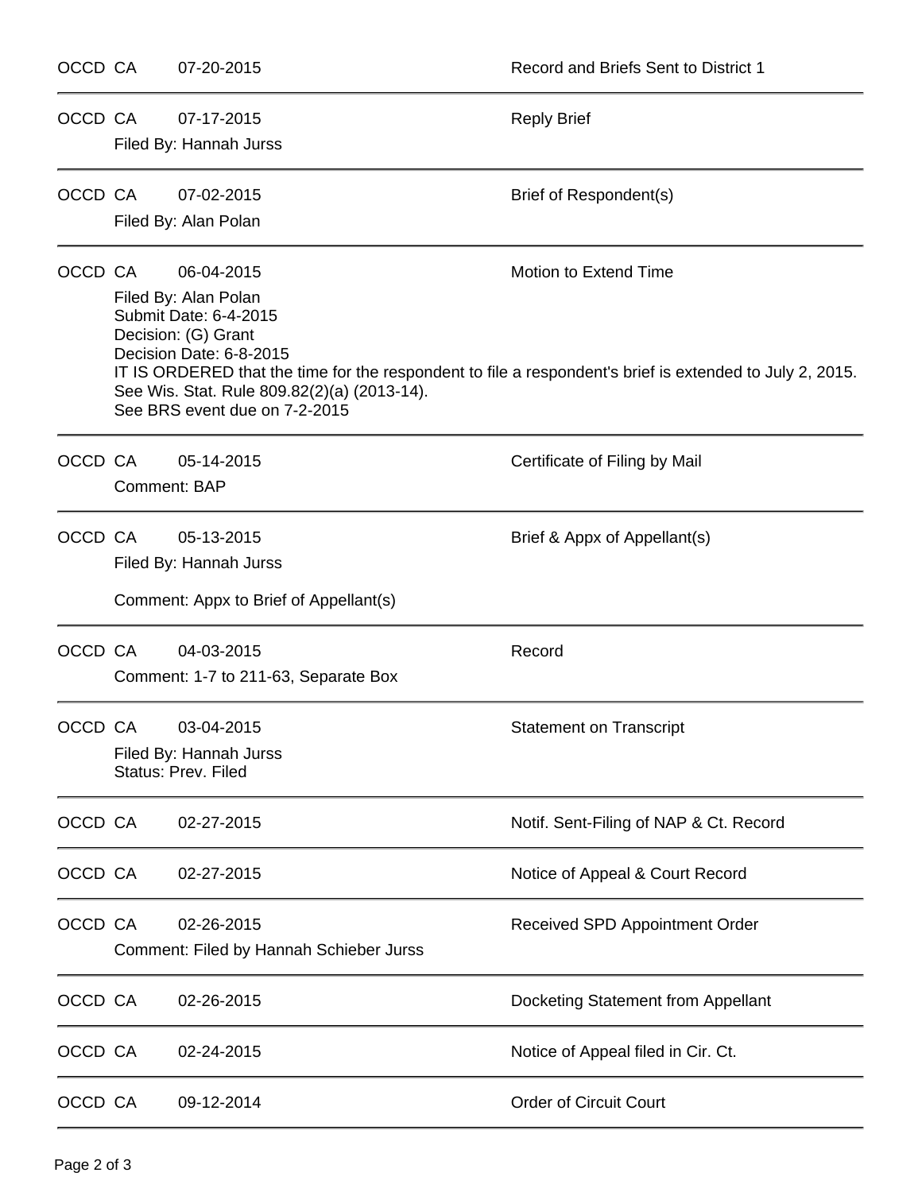| | | | |
|---|---|---|---|
| OCCD | CA | 07-20-2015 | Record and Briefs Sent to District 1 |
| OCCD | CA | 07-17-2015<br>Filed By: Hannah Jurss | Reply Brief |
| OCCD | CA | 07-02-2015<br>Filed By: Alan Polan | Brief of Respondent(s) |
| OCCD | CA | 06-04-2015<br>Filed By: Alan Polan<br>Submit Date: 6-4-2015<br>Decision: (G) Grant<br>Decision Date: 6-8-2015<br>IT IS ORDERED that the time for the respondent to file a respondent's brief is extended to July 2, 2015.<br>See Wis. Stat. Rule 809.82(2)(a) (2013-14).<br>See BRS event due on 7-2-2015 | Motion to Extend Time |
| OCCD | CA | 05-14-2015<br>Comment: BAP | Certificate of Filing by Mail |
| OCCD | CA | 05-13-2015<br>Filed By: Hannah Jurss<br>Comment: Appx to Brief of Appellant(s) | Brief & Appx of Appellant(s) |
| OCCD | CA | 04-03-2015<br>Comment: 1-7 to 211-63, Separate Box | Record |
| OCCD | CA | 03-04-2015<br>Filed By: Hannah Jurss<br>Status: Prev. Filed | Statement on Transcript |
| OCCD | CA | 02-27-2015 | Notif. Sent-Filing of NAP & Ct. Record |
| OCCD | CA | 02-27-2015 | Notice of Appeal & Court Record |
| OCCD | CA | 02-26-2015<br>Comment: Filed by Hannah Schieber Jurss | Received SPD Appointment Order |
| OCCD | CA | 02-26-2015 | Docketing Statement from Appellant |
| OCCD | CA | 02-24-2015 | Notice of Appeal filed in Cir. Ct. |
| OCCD | CA | 09-12-2014 | Order of Circuit Court |